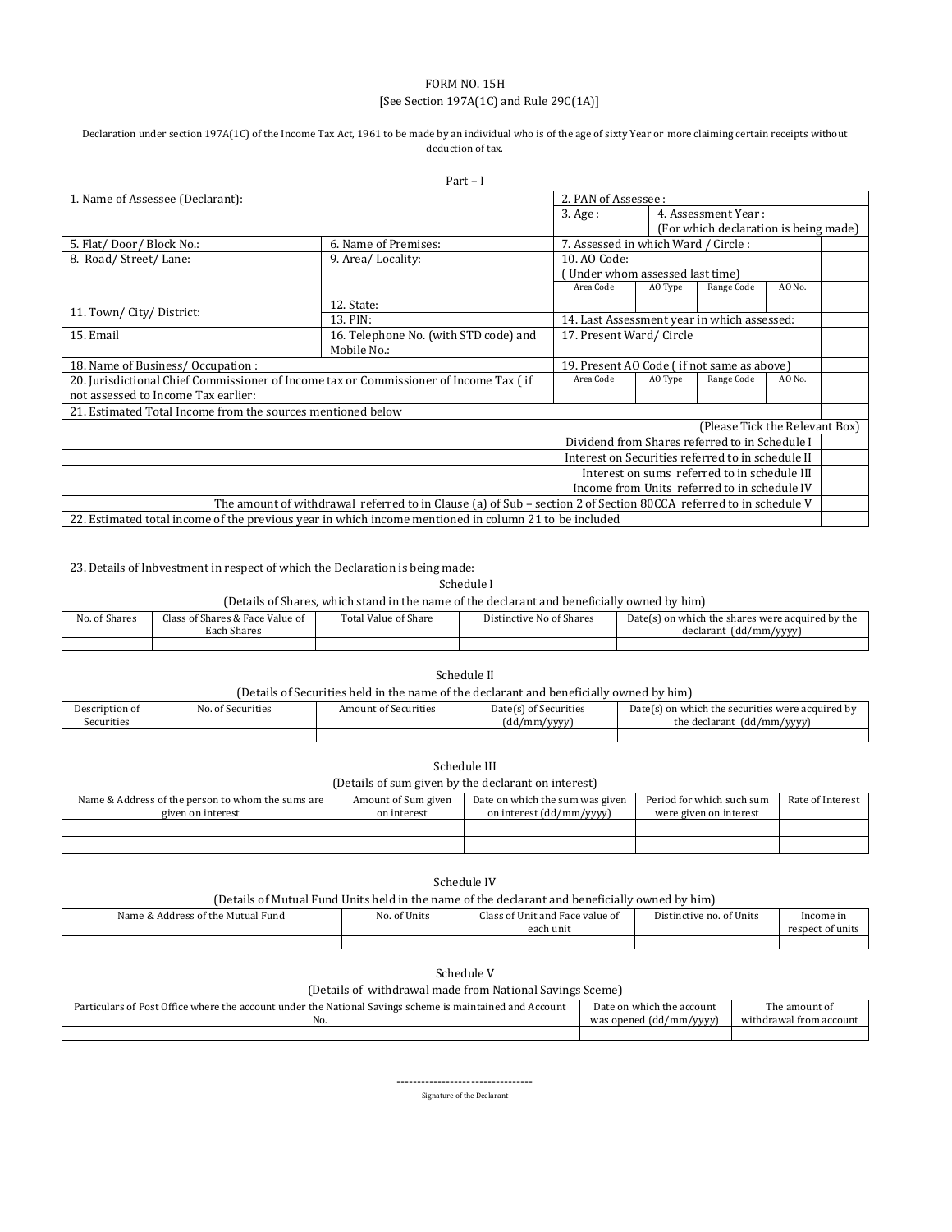# FORM NO. 15H

[See Section 197A(1C) and Rule 29C(1A)]

Declaration under section 197A(1C) of the Income Tax Act, 1961 to be made by an individual who is of the age of sixty Year or more claiming certain receipts without deduction of tax.

## Part – I

| | | | | | | | |
|---|---|---|---|---|---|---|---|
| 1. Name of Assessee (Declarant): | | 2. PAN of Assessee : | | | | | |
| | | 3. Age : | 4. Assessment Year : (For which declaration is being made) | | | | |
| 5. Flat/ Door/ Block No.: | 6. Name of Premises: | 7. Assessed in which Ward / Circle : | | | | | |
| 8. Road/ Street/ Lane: | 9. Area/ Locality: | 10. AO Code: ( Under whom assessed last time) | | | | | |
| | | Area Code | AO Type | Range Code | AO No. | | |
| 11. Town/ City/ District: | 12. State: | | | | | | |
| | 13. PIN: | 14. Last Assessment year in which assessed: | | | | | |
| 15. Email | 16. Telephone No. (with STD code) and Mobile No.: | 17. Present Ward/ Circle | | | | | |
| 18. Name of Business/ Occupation : | | 19. Present AO Code ( if not same as above) | | | | | |
| 20. Jurisdictional Chief Commissioner of Income tax or Commissioner of Income Tax ( if not assessed to Income Tax earlier: | | Area Code | AO Type | Range Code | AO No. | | |
| 21. Estimated Total Income from the sources mentioned below | | | | | | | |
| (Please Tick the Relevant Box) | | | | | | | |
| Dividend from Shares referred to in Schedule I | | | | | | | |
| Interest on Securities referred to in schedule II | | | | | | | |
| Interest on sums referred to in schedule III | | | | | | | |
| Income from Units referred to in schedule IV | | | | | | | |
| The amount of withdrawal referred to in Clause (a) of Sub – section 2 of Section 80CCA referred to in schedule V | | | | | | | |
| 22. Estimated total income of the previous year in which income mentioned in column 21 to be included | | | | | | | |

23. Details of Inbvestment in respect of which the Declaration is being made:

### Schedule I

(Details of Shares, which stand in the name of the declarant and beneficially owned by him)

| No. of Shares | Class of Shares & Face Value of Each Shares | Total Value of Share | Distinctive No of Shares | Date(s) on which the shares were acquired by the declarant (dd/mm/yyyy) |
|---|---|---|---|---|
| | | | | |

### Schedule II

(Details of Securities held in the name of the declarant and beneficially owned by him)

| Description of Securities | No. of Securities | Amount of Securities | Date(s) of Securities (dd/mm/yyyy) | Date(s) on which the securities were acquired by the declarant (dd/mm/yyyy) |
|---|---|---|---|---|
| | | | | |

### Schedule III

(Details of sum given by the declarant on interest)

| Name & Address of the person to whom the sums are given on interest | Amount of Sum given on interest | Date on which the sum was given on interest (dd/mm/yyyy) | Period for which such sum were given on interest | Rate of Interest |
|---|---|---|---|---|
| | | | | |
| | | | | |

### Schedule IV

(Details of Mutual Fund Units held in the name of the declarant and beneficially owned by him)

| Name & Address of the Mutual Fund | No. of Units | Class of Unit and Face value of each unit | Distinctive no. of Units | Income in respect of units |
|---|---|---|---|---|
| | | | | |

### Schedule V

(Details of withdrawal made from National Savings Sceme)

| Particulars of Post Office where the account under the National Savings scheme is maintained and Account No. | Date on which the account was opened (dd/mm/yyyy) | The amount of withdrawal from account |
|---|---|---|
| | | |

---------------------------------

Signature of the Declarant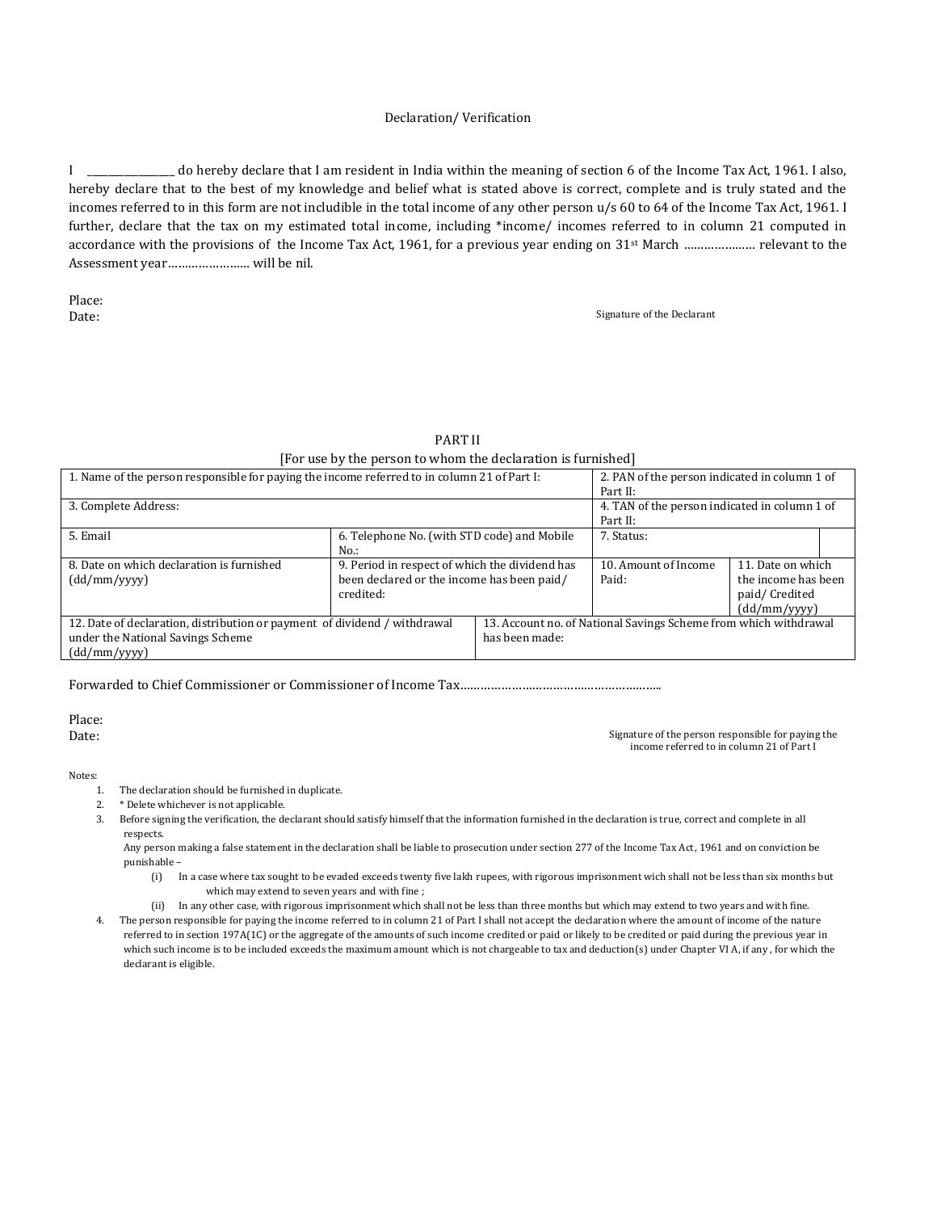## Declaration/ Verification

I \_\_\_\_\_\_\_\_\_\_\_\_\_\_\_\_\_ do hereby declare that I am resident in India within the meaning of section 6 of the Income Tax Act, 1961. I also, hereby declare that to the best of my knowledge and belief what is stated above is correct, complete and is truly stated and the incomes referred to in this form are not includible in the total income of any other person u/s 60 to 64 of the Income Tax Act, 1961. I further, declare that the tax on my estimated total income, including *income/ incomes referred to in column 21 computed in accordance with the provisions of the Income Tax Act, 1961, for a previous year ending on 31st March ………………… relevant to the Assessment year…………………… will be nil.

Place:
Date:

Signature of the Declarant

## PART II

[For use by the person to whom the declaration is furnished]

| | | | | |
|---|---|---|---|---|
| 1. Name of the person responsible for paying the income referred to in column 21 of Part I: | | | 2. PAN of the person indicated in column 1 of Part II: | |
| 3. Complete Address: | | | 4. TAN of the person indicated in column 1 of Part II: | |
| 5. Email | 6. Telephone No. (with STD code) and Mobile No.: | | 7. Status: | |
| 8. Date on which declaration is furnished (dd/mm/yyyy) | 9. Period in respect of which the dividend has been declared or the income has been paid/ credited: | | 10. Amount of Income Paid: | 11. Date on which the income has been paid/ Credited (dd/mm/yyyy) |
| 12. Date of declaration, distribution or payment of dividend / withdrawal under the National Savings Scheme (dd/mm/yyyy) | | 13. Account no. of National Savings Scheme from which withdrawal has been made: | | |

Forwarded to Chief Commissioner or Commissioner of Income Tax……………………………………………………

Place:
Date:

Signature of the person responsible for paying the income referred to in column 21 of Part I

Notes:

1. The declaration should be furnished in duplicate.
2. * Delete whichever is not applicable.
3. Before signing the verification, the declarant should satisfy himself that the information furnished in the declaration is true, correct and complete in all respects.
   Any person making a false statement in the declaration shall be liable to prosecution under section 277 of the Income Tax Act, 1961 and on conviction be punishable –
   (i) In a case where tax sought to be evaded exceeds twenty five lakh rupees, with rigorous imprisonment wich shall not be less than six months but which may extend to seven years and with fine ;
   (ii) In any other case, with rigorous imprisonment which shall not be less than three months but which may extend to two years and with fine.
4. The person responsible for paying the income referred to in column 21 of Part I shall not accept the declaration where the amount of income of the nature referred to in section 197A(1C) or the aggregate of the amounts of such income credited or paid or likely to be credited or paid during the previous year in which such income is to be included exceeds the maximum amount which is not chargeable to tax and deduction(s) under Chapter VI A, if any , for which the declarant is eligible.